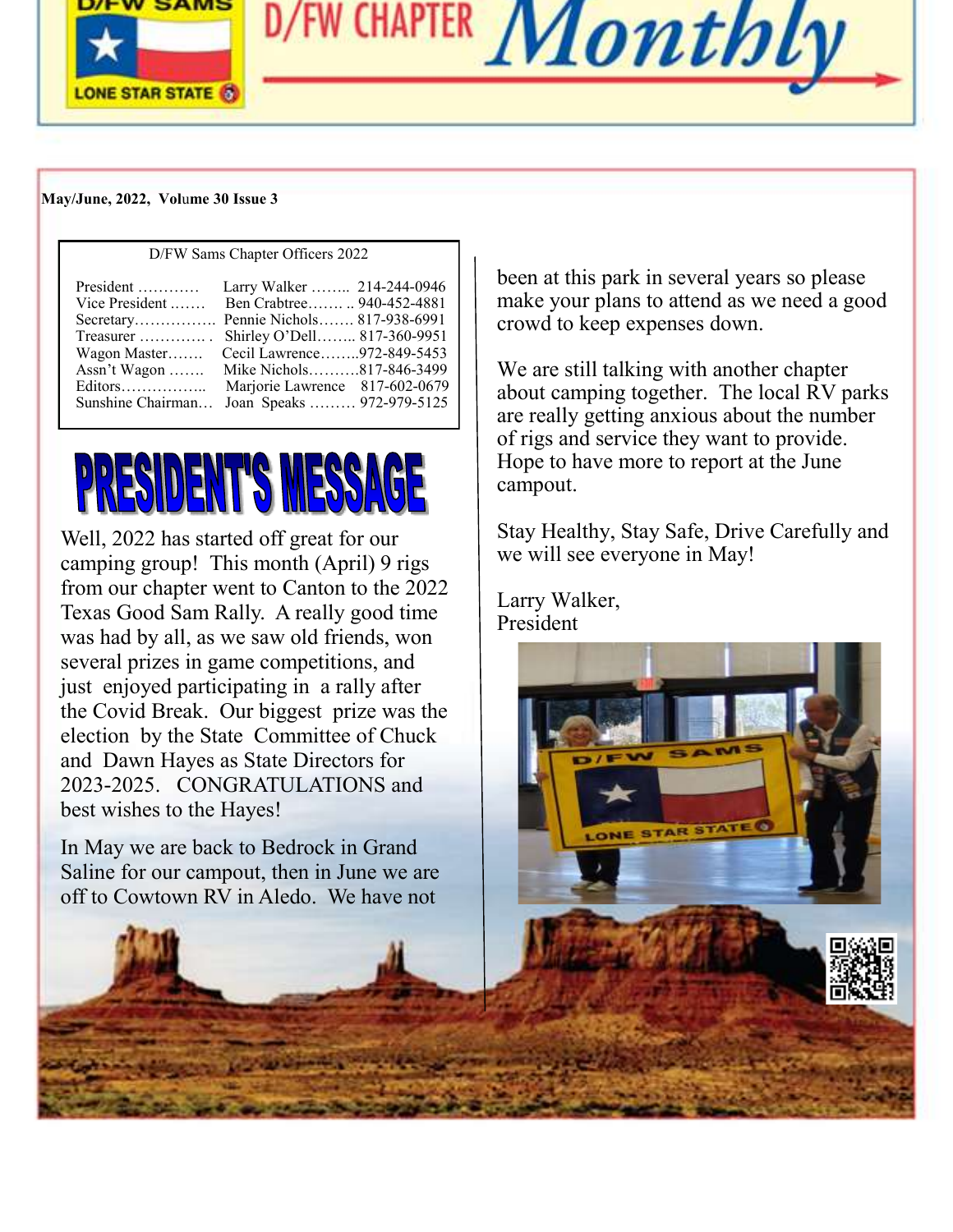# D/FW CHAPTER Monthly

**May/June, 2022, Volume 30 Issue 3**

D/FW Sams Chapter Officers 2022

| Position | Name | Phone |
|---|---|---|
| President | Larry Walker | 214-244-0946 |
| Vice President | Ben Crabtree | 940-452-4881 |
| Secretary | Pennie Nichols | 817-938-6991 |
| Treasurer | Shirley O'Dell | 817-360-9951 |
| Wagon Master | Cecil Lawrence | 972-849-5453 |
| Assn't Wagon | Mike Nichols | 817-846-3499 |
| Editors | Marjorie Lawrence | 817-602-0679 |
| Sunshine Chairman | Joan Speaks | 972-979-5125 |

## PRESIDENT'S MESSAGE

Well, 2022 has started off great for our camping group! This month (April) 9 rigs from our chapter went to Canton to the 2022 Texas Good Sam Rally. A really good time was had by all, as we saw old friends, won several prizes in game competitions, and just enjoyed participating in a rally after the Covid Break. Our biggest prize was the election by the State Committee of Chuck and Dawn Hayes as State Directors for 2023-2025. CONGRATULATIONS and best wishes to the Hayes!

In May we are back to Bedrock in Grand Saline for our campout, then in June we are off to Cowtown RV in Aledo. We have not been at this park in several years so please make your plans to attend as we need a good crowd to keep expenses down.

We are still talking with another chapter about camping together. The local RV parks are really getting anxious about the number of rigs and service they want to provide. Hope to have more to report at the June campout.

Stay Healthy, Stay Safe, Drive Carefully and we will see everyone in May!

Larry Walker,
President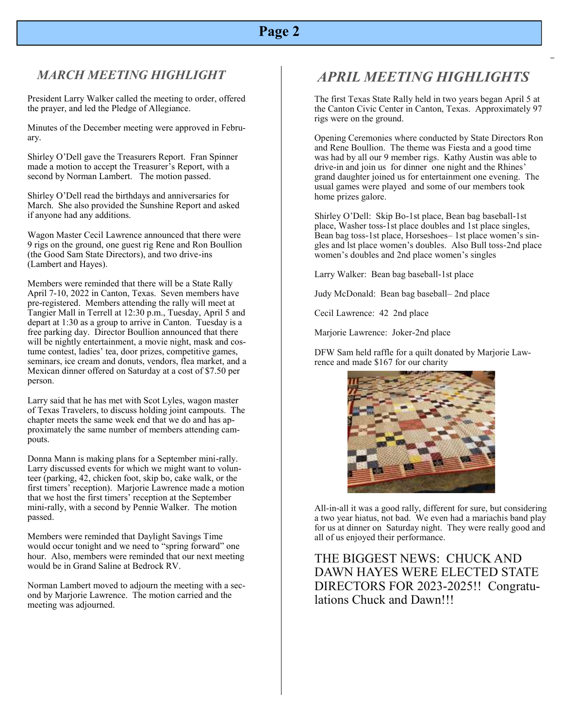## *MARCH MEETING HIGHLIGHT*

President Larry Walker called the meeting to order, offered the prayer, and led the Pledge of Allegiance.

Minutes of the December meeting were approved in February.

Shirley O'Dell gave the Treasurers Report. Fran Spinner made a motion to accept the Treasurer's Report, with a second by Norman Lambert. The motion passed.

Shirley O'Dell read the birthdays and anniversaries for March. She also provided the Sunshine Report and asked if anyone had any additions.

Wagon Master Cecil Lawrence announced that there were 9 rigs on the ground, one guest rig Rene and Ron Boullion (the Good Sam State Directors), and two drive-ins (Lambert and Hayes).

Members were reminded that there will be a State Rally April 7-10, 2022 in Canton, Texas. Seven members have pre-registered. Members attending the rally will meet at Tangier Mall in Terrell at 12:30 p.m., Tuesday, April 5 and depart at 1:30 as a group to arrive in Canton. Tuesday is a free parking day. Director Boullion announced that there will be nightly entertainment, a movie night, mask and costume contest, ladies' tea, door prizes, competitive games, seminars, ice cream and donuts, vendors, flea market, and a Mexican dinner offered on Saturday at a cost of $7.50 per person.

Larry said that he has met with Scot Lyles, wagon master of Texas Travelers, to discuss holding joint campouts. The chapter meets the same week end that we do and has approximately the same number of members attending campouts.

Donna Mann is making plans for a September mini-rally. Larry discussed events for which we might want to volunteer (parking, 42, chicken foot, skip bo, cake walk, or the first timers' reception). Marjorie Lawrence made a motion that we host the first timers' reception at the September mini-rally, with a second by Pennie Walker. The motion passed.

Members were reminded that Daylight Savings Time would occur tonight and we need to "spring forward" one hour. Also, members were reminded that our next meeting would be in Grand Saline at Bedrock RV.

Norman Lambert moved to adjourn the meeting with a second by Marjorie Lawrence. The motion carried and the meeting was adjourned.

## *APRIL MEETING HIGHLIGHTS*

The first Texas State Rally held in two years began April 5 at the Canton Civic Center in Canton, Texas. Approximately 97 rigs were on the ground.

Opening Ceremonies where conducted by State Directors Ron and Rene Boullion. The theme was Fiesta and a good time was had by all our 9 member rigs. Kathy Austin was able to drive-in and join us for dinner one night and the Rhines' grand daughter joined us for entertainment one evening. The usual games were played and some of our members took home prizes galore.

Shirley O'Dell: Skip Bo-1st place, Bean bag baseball-1st place, Washer toss-1st place doubles and 1st place singles, Bean bag toss-1st place, Horseshoes– 1st place women's singles and lst place women's doubles. Also Bull toss-2nd place women's doubles and 2nd place women's singles

Larry Walker: Bean bag baseball-1st place

Judy McDonald: Bean bag baseball– 2nd place

Cecil Lawrence: 42 2nd place

Marjorie Lawrence: Joker-2nd place

DFW Sam held raffle for a quilt donated by Marjorie Lawrence and made $167 for our charity

All-in-all it was a good rally, different for sure, but considering a two year hiatus, not bad. We even had a mariachis band play for us at dinner on Saturday night. They were really good and all of us enjoyed their performance.

THE BIGGEST NEWS: CHUCK AND DAWN HAYES WERE ELECTED STATE DIRECTORS FOR 2023-2025!! Congratulations Chuck and Dawn!!!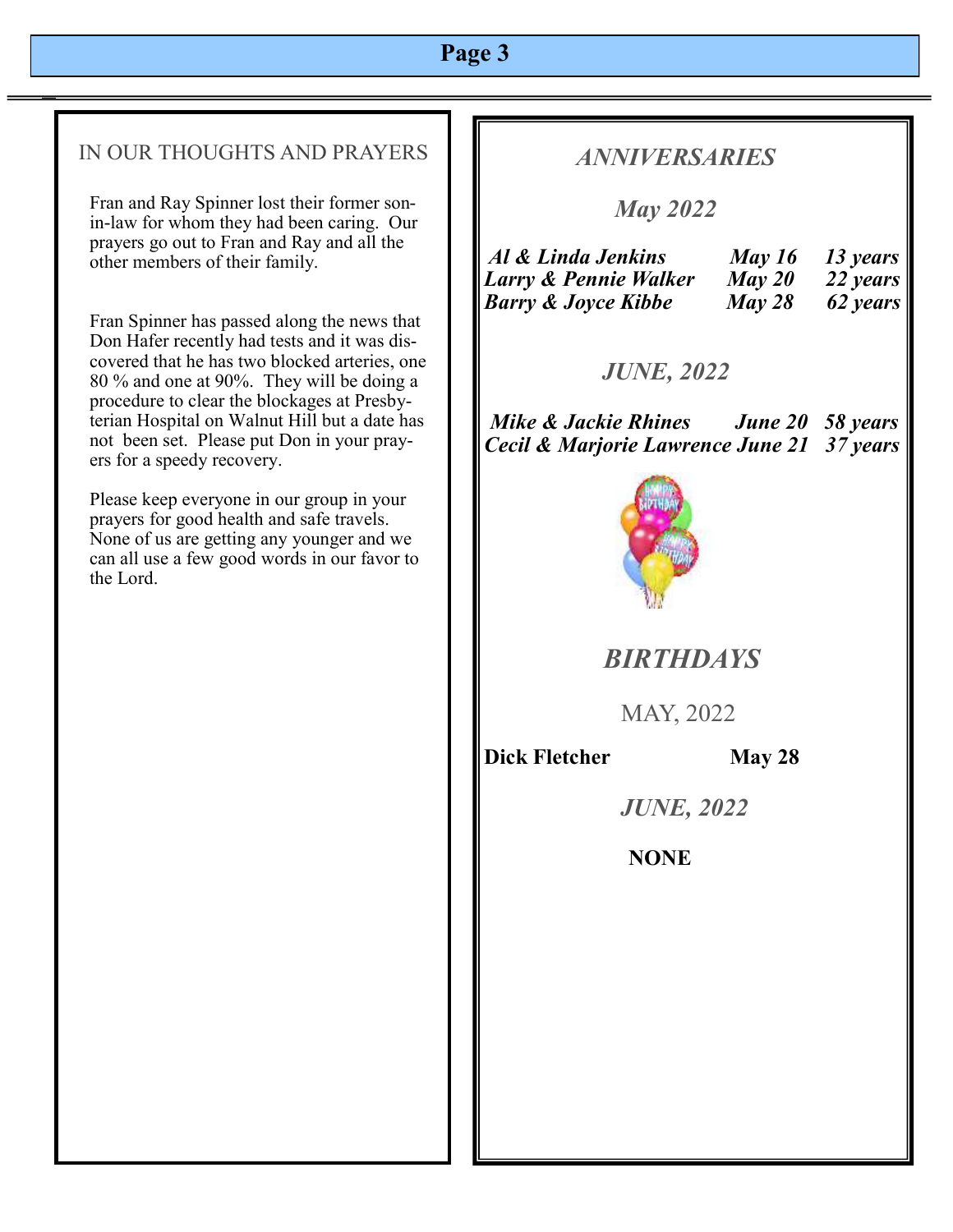## IN OUR THOUGHTS AND PRAYERS

Fran and Ray Spinner lost their former son-in-law for whom they had been caring. Our prayers go out to Fran and Ray and all the other members of their family.

Fran Spinner has passed along the news that Don Hafer recently had tests and it was discovered that he has two blocked arteries, one 80 % and one at 90%. They will be doing a procedure to clear the blockages at Presbyterian Hospital on Walnut Hill but a date has not been set. Please put Don in your prayers for a speedy recovery.

Please keep everyone in our group in your prayers for good health and safe travels. None of us are getting any younger and we can all use a few good words in our favor to the Lord.

## *ANNIVERSARIES*

### *May 2022*

| | | |
|---|---|---|
| ***Al & Linda Jenkins*** | ***May 16*** | ***13 years*** |
| ***Larry & Pennie Walker*** | ***May 20*** | ***22 years*** |
| ***Barry & Joyce Kibbe*** | ***May 28*** | ***62 years*** |

### *JUNE, 2022*

| | | |
|---|---|---|
| ***Mike & Jackie Rhines*** | ***June 20*** | ***58 years*** |
| ***Cecil & Marjorie Lawrence*** | ***June 21*** | ***37 years*** |

## *BIRTHDAYS*

### MAY, 2022

**Dick Fletcher** **May 28**

### *JUNE, 2022*

**NONE**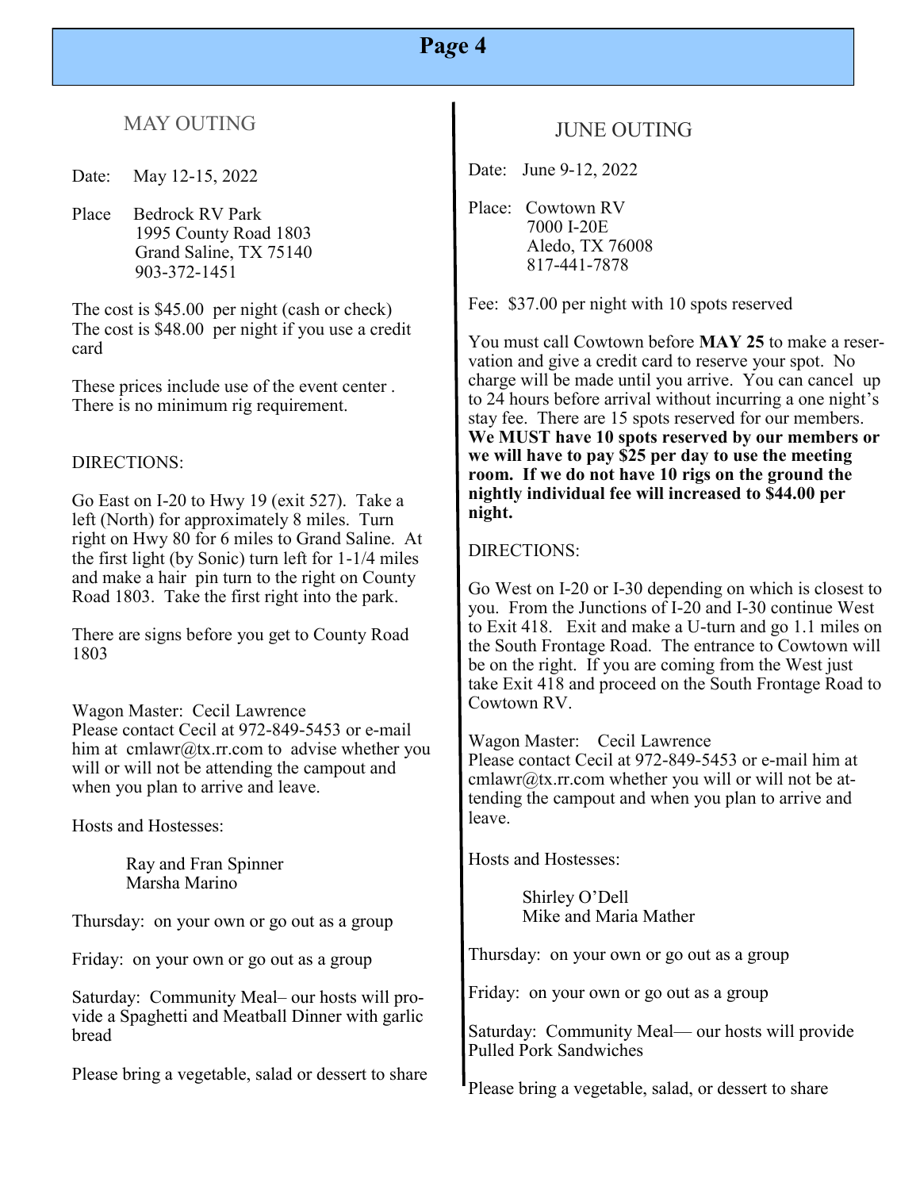## MAY OUTING

Date: May 12-15, 2022

Place Bedrock RV Park
1995 County Road 1803
Grand Saline, TX 75140
903-372-1451

The cost is $45.00 per night (cash or check)
The cost is $48.00 per night if you use a credit card

These prices include use of the event center . There is no minimum rig requirement.

DIRECTIONS:

Go East on I-20 to Hwy 19 (exit 527). Take a left (North) for approximately 8 miles. Turn right on Hwy 80 for 6 miles to Grand Saline. At the first light (by Sonic) turn left for 1-1/4 miles and make a hair pin turn to the right on County Road 1803. Take the first right into the park.

There are signs before you get to County Road 1803

Wagon Master: Cecil Lawrence
Please contact Cecil at 972-849-5453 or e-mail him at cmlawr@tx.rr.com to advise whether you will or will not be attending the campout and when you plan to arrive and leave.

Hosts and Hostesses:

Ray and Fran Spinner
Marsha Marino

Thursday: on your own or go out as a group

Friday: on your own or go out as a group

Saturday: Community Meal– our hosts will provide a Spaghetti and Meatball Dinner with garlic bread

Please bring a vegetable, salad or dessert to share

## JUNE OUTING

Date: June 9-12, 2022

Place: Cowtown RV
7000 I-20E
Aledo, TX 76008
817-441-7878

Fee: $37.00 per night with 10 spots reserved

You must call Cowtown before **MAY 25** to make a reservation and give a credit card to reserve your spot. No charge will be made until you arrive. You can cancel up to 24 hours before arrival without incurring a one night's stay fee. There are 15 spots reserved for our members. **We MUST have 10 spots reserved by our members or we will have to pay $25 per day to use the meeting room. If we do not have 10 rigs on the ground the nightly individual fee will increased to $44.00 per night.**

DIRECTIONS:

Go West on I-20 or I-30 depending on which is closest to you. From the Junctions of I-20 and I-30 continue West to Exit 418. Exit and make a U-turn and go 1.1 miles on the South Frontage Road. The entrance to Cowtown will be on the right. If you are coming from the West just take Exit 418 and proceed on the South Frontage Road to Cowtown RV.

Wagon Master: Cecil Lawrence
Please contact Cecil at 972-849-5453 or e-mail him at cmlawr@tx.rr.com whether you will or will not be attending the campout and when you plan to arrive and leave.

Hosts and Hostesses:

Shirley O'Dell
Mike and Maria Mather

Thursday: on your own or go out as a group

Friday: on your own or go out as a group

Saturday: Community Meal— our hosts will provide Pulled Pork Sandwiches

Please bring a vegetable, salad, or dessert to share